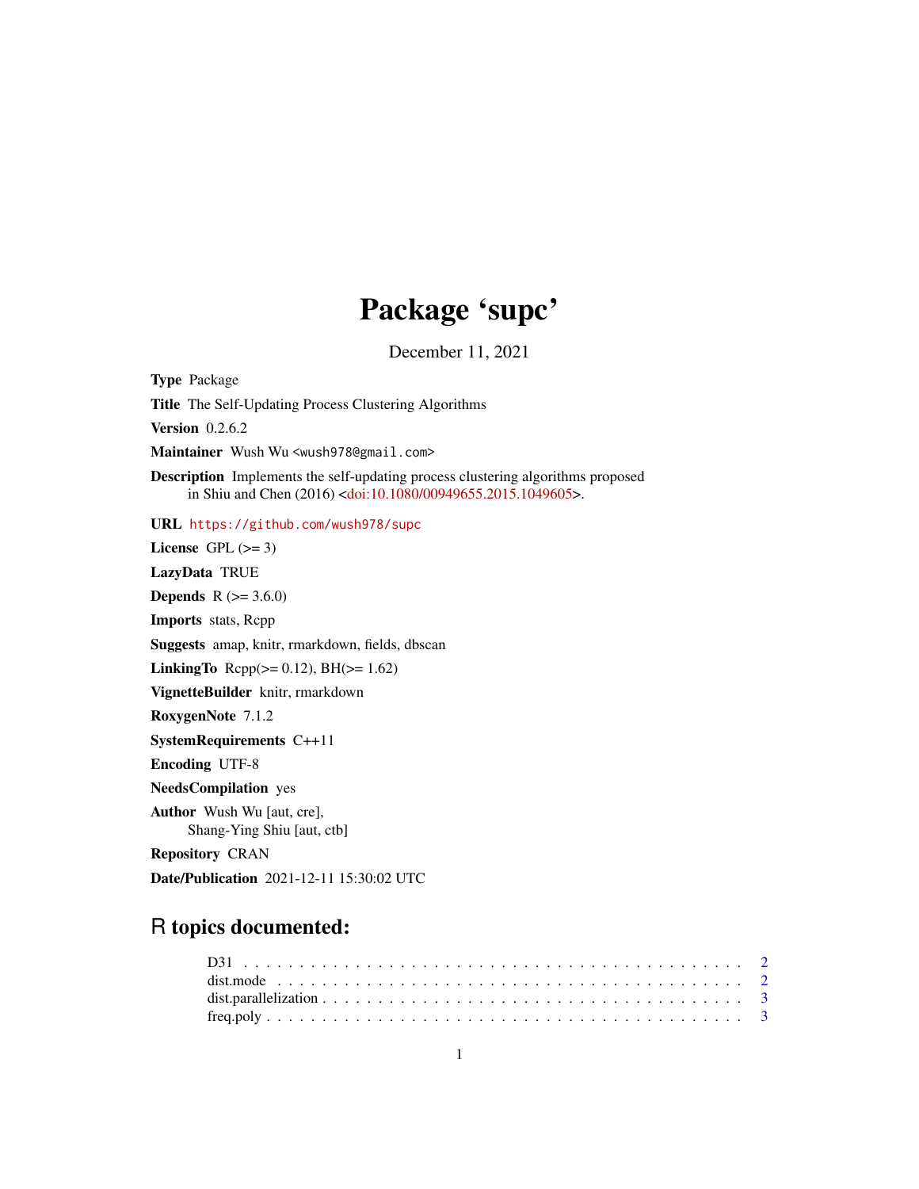# Package 'supc'

December 11, 2021

**Type** Package

**Title** The Self-Updating Process Clustering Algorithms

**Version** 0.2.6.2

**Maintainer** Wush Wu <wush978@gmail.com>

**Description** Implements the self-updating process clustering algorithms proposed in Shiu and Chen (2016) <doi:10.1080/00949655.2015.1049605>.

**URL** https://github.com/wush978/supc

**License** GPL (>= 3)

**LazyData** TRUE

**Depends** R (>= 3.6.0)

**Imports** stats, Rcpp

**Suggests** amap, knitr, rmarkdown, fields, dbscan

**LinkingTo** Rcpp(>= 0.12), BH(>= 1.62)

**VignetteBuilder** knitr, rmarkdown

**RoxygenNote** 7.1.2

**SystemRequirements** C++11

**Encoding** UTF-8

**NeedsCompilation** yes

**Author** Wush Wu [aut, cre],
Shang-Ying Shiu [aut, ctb]

**Repository** CRAN

**Date/Publication** 2021-12-11 15:30:02 UTC

## R topics documented:

| | |
|---|---|
| D31 | 2 |
| dist.mode | 2 |
| dist.parallelization | 3 |
| freq.poly | 3 |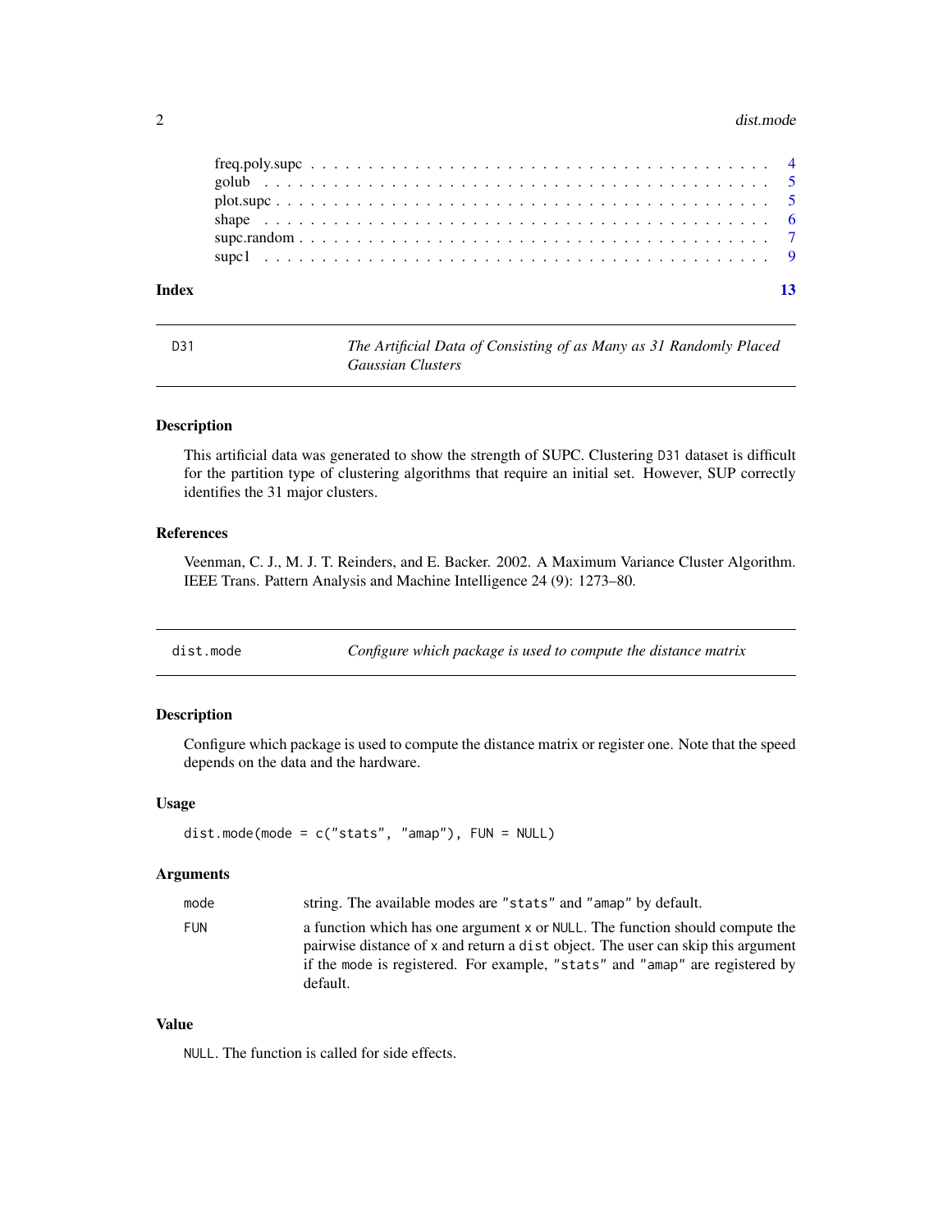freq.poly.supc . . . . . . . . . . . . . . . . . . . . . . . . . . . . . . . . . . . . . . 4
golub . . . . . . . . . . . . . . . . . . . . . . . . . . . . . . . . . . . . . . . . . . . 5
plot.supc . . . . . . . . . . . . . . . . . . . . . . . . . . . . . . . . . . . . . . . . . 5
shape . . . . . . . . . . . . . . . . . . . . . . . . . . . . . . . . . . . . . . . . . . . 6
supc.random . . . . . . . . . . . . . . . . . . . . . . . . . . . . . . . . . . . . . . . 7
supc1 . . . . . . . . . . . . . . . . . . . . . . . . . . . . . . . . . . . . . . . . . . . 9

**Index** **13**

---

## D31 — *The Artificial Data of Consisting of as Many as 31 Randomly Placed Gaussian Clusters*

### Description

This artificial data was generated to show the strength of SUPC. Clustering `D31` dataset is difficult for the partition type of clustering algorithms that require an initial set. However, SUP correctly identifies the 31 major clusters.

### References

Veenman, C. J., M. J. T. Reinders, and E. Backer. 2002. A Maximum Variance Cluster Algorithm. IEEE Trans. Pattern Analysis and Machine Intelligence 24 (9): 1273–80.

---

## dist.mode — *Configure which package is used to compute the distance matrix*

### Description

Configure which package is used to compute the distance matrix or register one. Note that the speed depends on the data and the hardware.

### Usage

```
dist.mode(mode = c("stats", "amap"), FUN = NULL)
```

### Arguments

| | |
|---|---|
| `mode` | string. The available modes are `"stats"` and `"amap"` by default. |
| `FUN` | a function which has one argument `x` or `NULL`. The function should compute the pairwise distance of `x` and return a `dist` object. The user can skip this argument if the `mode` is registered. For example, `"stats"` and `"amap"` are registered by default. |

### Value

`NULL`. The function is called for side effects.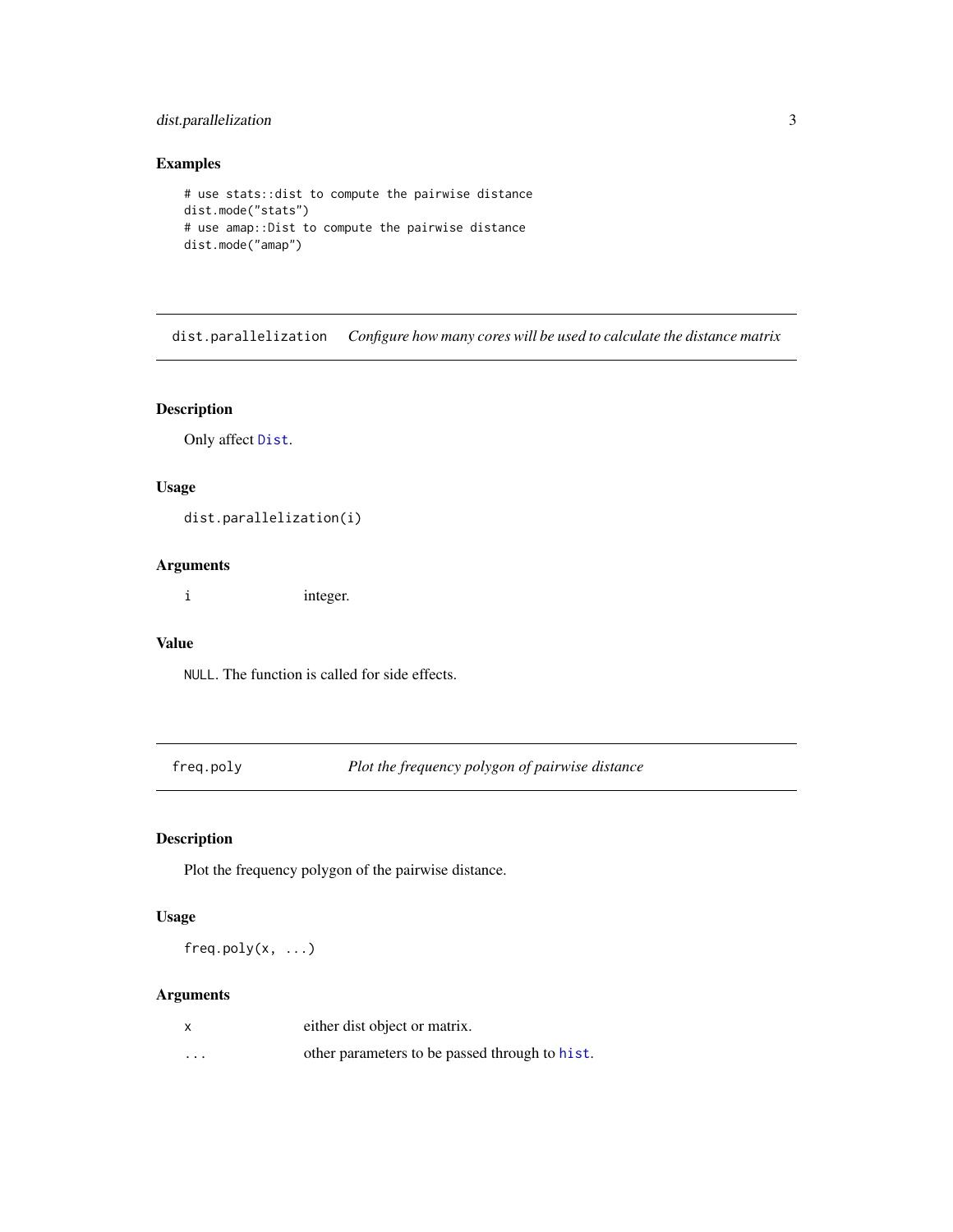## Examples

```
# use stats::dist to compute the pairwise distance
dist.mode("stats")
# use amap::Dist to compute the pairwise distance
dist.mode("amap")
```

---

# dist.parallelization *Configure how many cores will be used to calculate the distance matrix*

## Description

Only affect `Dist`.

## Usage

```
dist.parallelization(i)
```

## Arguments

| | |
|---|---|
| `i` | integer. |

## Value

`NULL`. The function is called for side effects.

---

# freq.poly *Plot the frequency polygon of pairwise distance*

## Description

Plot the frequency polygon of the pairwise distance.

## Usage

```
freq.poly(x, ...)
```

## Arguments

| | |
|---|---|
| `x` | either dist object or matrix. |
| `...` | other parameters to be passed through to `hist`. |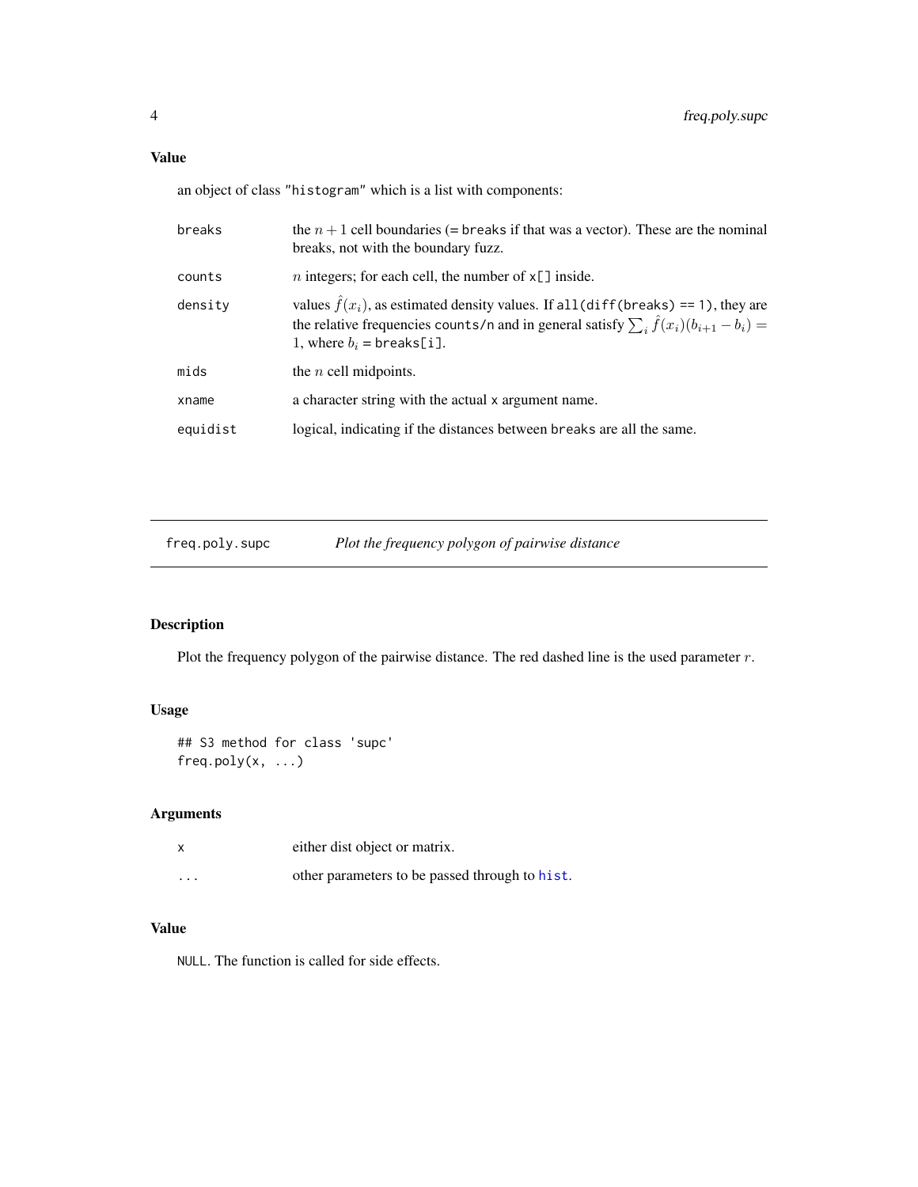### Value

an object of class "histogram" which is a list with components:

| | |
|---|---|
| breaks | the $n + 1$ cell boundaries (= breaks if that was a vector). These are the nominal breaks, not with the boundary fuzz. |
| counts | $n$ integers; for each cell, the number of x[] inside. |
| density | values $\hat{f}(x_i)$, as estimated density values. If all(diff(breaks) == 1), they are the relative frequencies counts/n and in general satisfy $\sum_i \hat{f}(x_i)(b_{i+1} - b_i) = 1$, where $b_i$ = breaks[i]. |
| mids | the $n$ cell midpoints. |
| xname | a character string with the actual x argument name. |
| equidist | logical, indicating if the distances between breaks are all the same. |

---

## freq.poly.supc    *Plot the frequency polygon of pairwise distance*

---

### Description

Plot the frequency polygon of the pairwise distance. The red dashed line is the used parameter $r$.

### Usage

```
## S3 method for class 'supc'
freq.poly(x, ...)
```

### Arguments

| | |
|---|---|
| x | either dist object or matrix. |
| ... | other parameters to be passed through to hist. |

### Value

NULL. The function is called for side effects.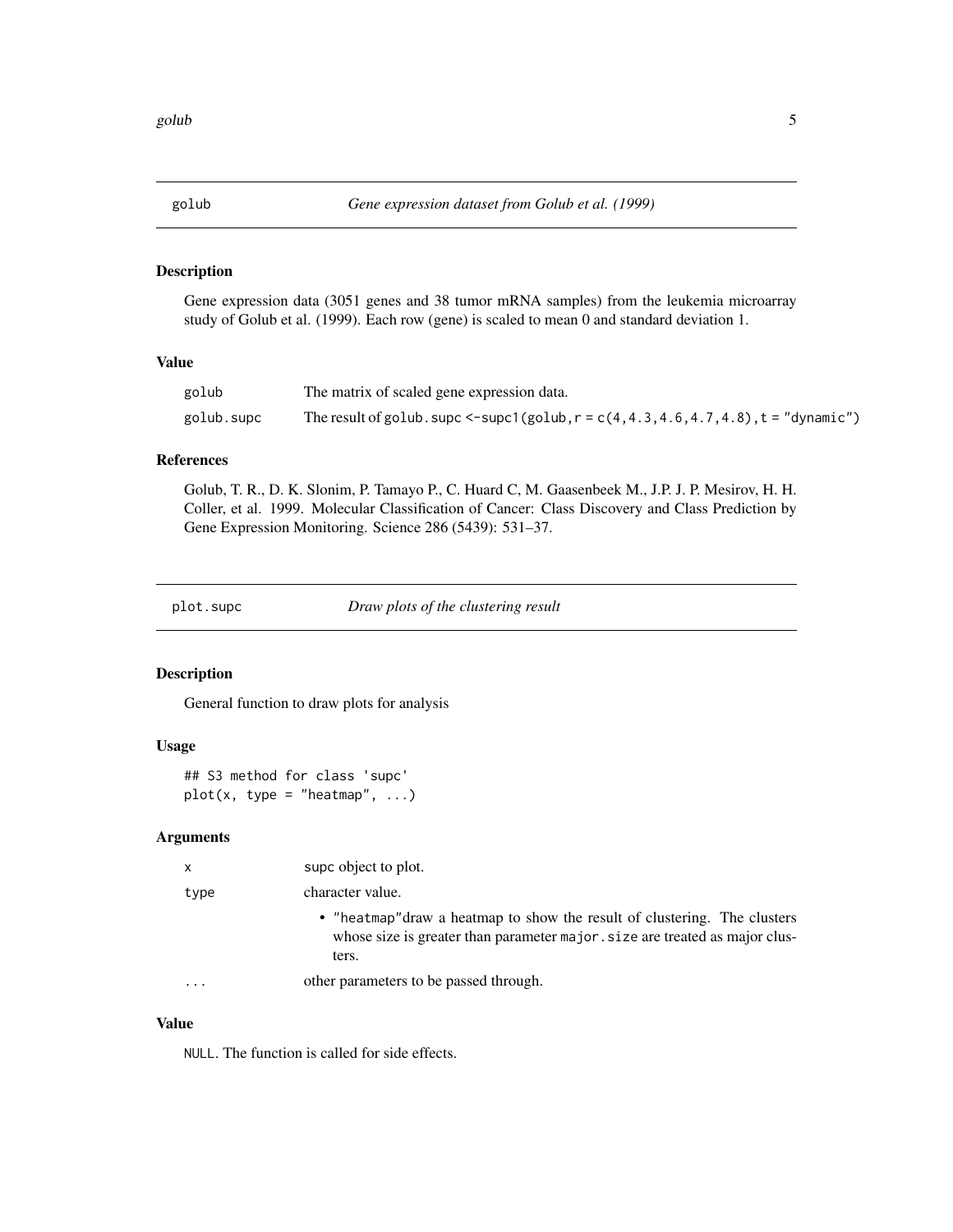## golub — *Gene expression dataset from Golub et al. (1999)*

### Description

Gene expression data (3051 genes and 38 tumor mRNA samples) from the leukemia microarray study of Golub et al. (1999). Each row (gene) is scaled to mean 0 and standard deviation 1.

### Value

| | |
|---|---|
| `golub` | The matrix of scaled gene expression data. |
| `golub.supc` | The result of `golub.supc <-supc1(golub,r = c(4,4.3,4.6,4.7,4.8),t = "dynamic")` |

### References

Golub, T. R., D. K. Slonim, P. Tamayo P., C. Huard C, M. Gaasenbeek M., J.P. J. P. Mesirov, H. H. Coller, et al. 1999. Molecular Classification of Cancer: Class Discovery and Class Prediction by Gene Expression Monitoring. Science 286 (5439): 531–37.

## plot.supc — *Draw plots of the clustering result*

### Description

General function to draw plots for analysis

### Usage

```
## S3 method for class 'supc'
plot(x, type = "heatmap", ...)
```

### Arguments

| | |
|---|---|
| `x` | supc object to plot. |
| `type` | character value. <br> • `"heatmap"`draw a heatmap to show the result of clustering. The clusters whose size is greater than parameter `major.size` are treated as major clusters. |
| `...` | other parameters to be passed through. |

### Value

`NULL`. The function is called for side effects.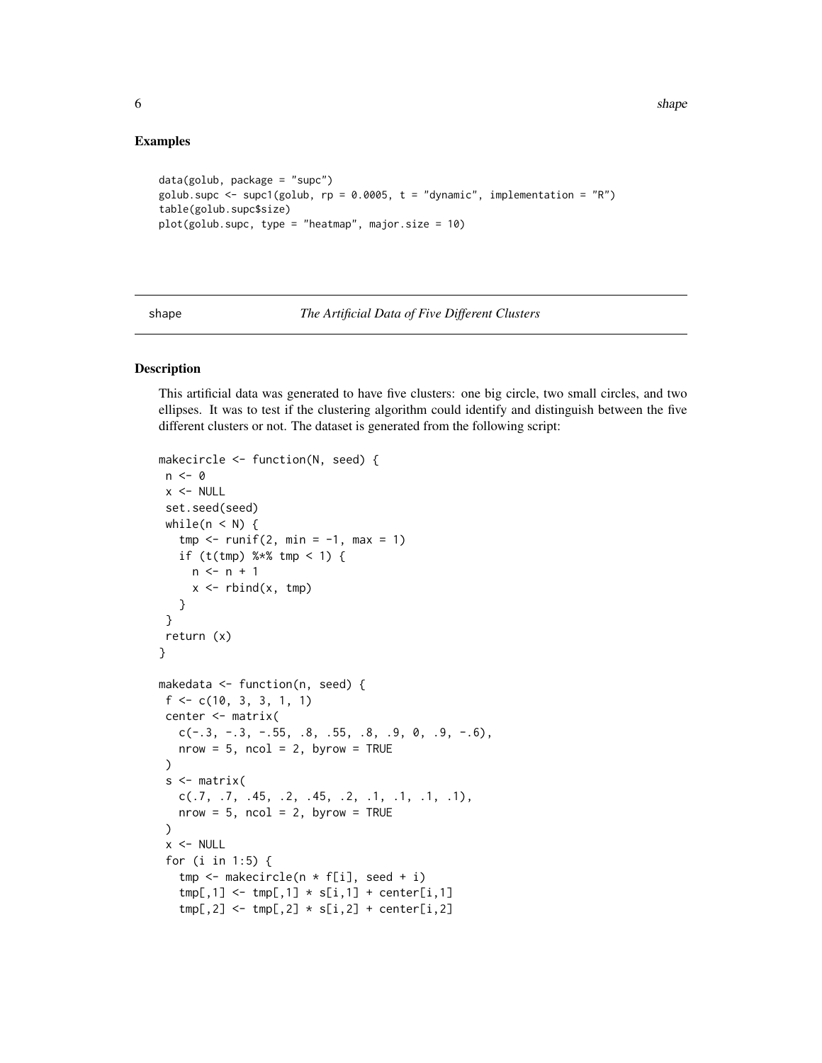### Examples

```
data(golub, package = "supc")
golub.supc <- supc1(golub, rp = 0.0005, t = "dynamic", implementation = "R")
table(golub.supc$size)
plot(golub.supc, type = "heatmap", major.size = 10)
```

---

shape *The Artificial Data of Five Different Clusters*

---

### Description

This artificial data was generated to have five clusters: one big circle, two small circles, and two ellipses. It was to test if the clustering algorithm could identify and distinguish between the five different clusters or not. The dataset is generated from the following script:

```
makecircle <- function(N, seed) {
 n <- 0
 x <- NULL
 set.seed(seed)
 while(n < N) {
   tmp <- runif(2, min = -1, max = 1)
   if (t(tmp) %*% tmp < 1) {
     n <- n + 1
     x <- rbind(x, tmp)
   }
 }
 return (x)
}

makedata <- function(n, seed) {
 f <- c(10, 3, 3, 1, 1)
 center <- matrix(
   c(-.3, -.3, -.55, .8, .55, .8, .9, 0, .9, -.6),
   nrow = 5, ncol = 2, byrow = TRUE
 )
 s <- matrix(
   c(.7, .7, .45, .2, .45, .2, .1, .1, .1, .1),
   nrow = 5, ncol = 2, byrow = TRUE
 )
 x <- NULL
 for (i in 1:5) {
   tmp <- makecircle(n * f[i], seed + i)
   tmp[,1] <- tmp[,1] * s[i,1] + center[i,1]
   tmp[,2] <- tmp[,2] * s[i,2] + center[i,2]
```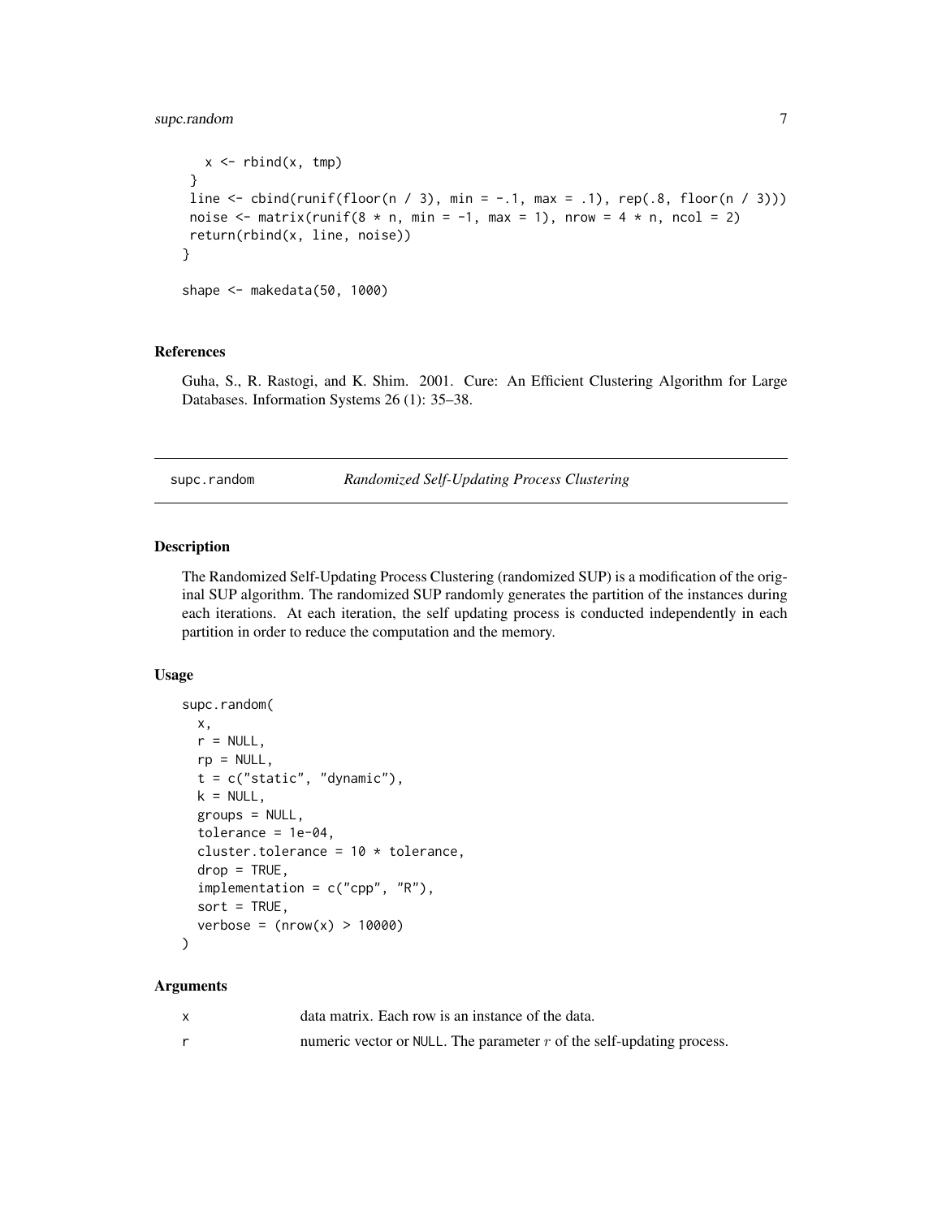```
    x <- rbind(x, tmp)
  }
  line <- cbind(runif(floor(n / 3), min = -.1, max = .1), rep(.8, floor(n / 3)))
  noise <- matrix(runif(8 * n, min = -1, max = 1), nrow = 4 * n, ncol = 2)
  return(rbind(x, line, noise))
}

shape <- makedata(50, 1000)
```

### References

Guha, S., R. Rastogi, and K. Shim. 2001. Cure: An Efficient Clustering Algorithm for Large Databases. Information Systems 26 (1): 35–38.

---

## supc.random — *Randomized Self-Updating Process Clustering*

### Description

The Randomized Self-Updating Process Clustering (randomized SUP) is a modification of the original SUP algorithm. The randomized SUP randomly generates the partition of the instances during each iterations. At each iteration, the self updating process is conducted independently in each partition in order to reduce the computation and the memory.

### Usage

```
supc.random(
  x,
  r = NULL,
  rp = NULL,
  t = c("static", "dynamic"),
  k = NULL,
  groups = NULL,
  tolerance = 1e-04,
  cluster.tolerance = 10 * tolerance,
  drop = TRUE,
  implementation = c("cpp", "R"),
  sort = TRUE,
  verbose = (nrow(x) > 10000)
)
```

### Arguments

| | |
|---|---|
| `x` | data matrix. Each row is an instance of the data. |
| `r` | numeric vector or `NULL`. The parameter $r$ of the self-updating process. |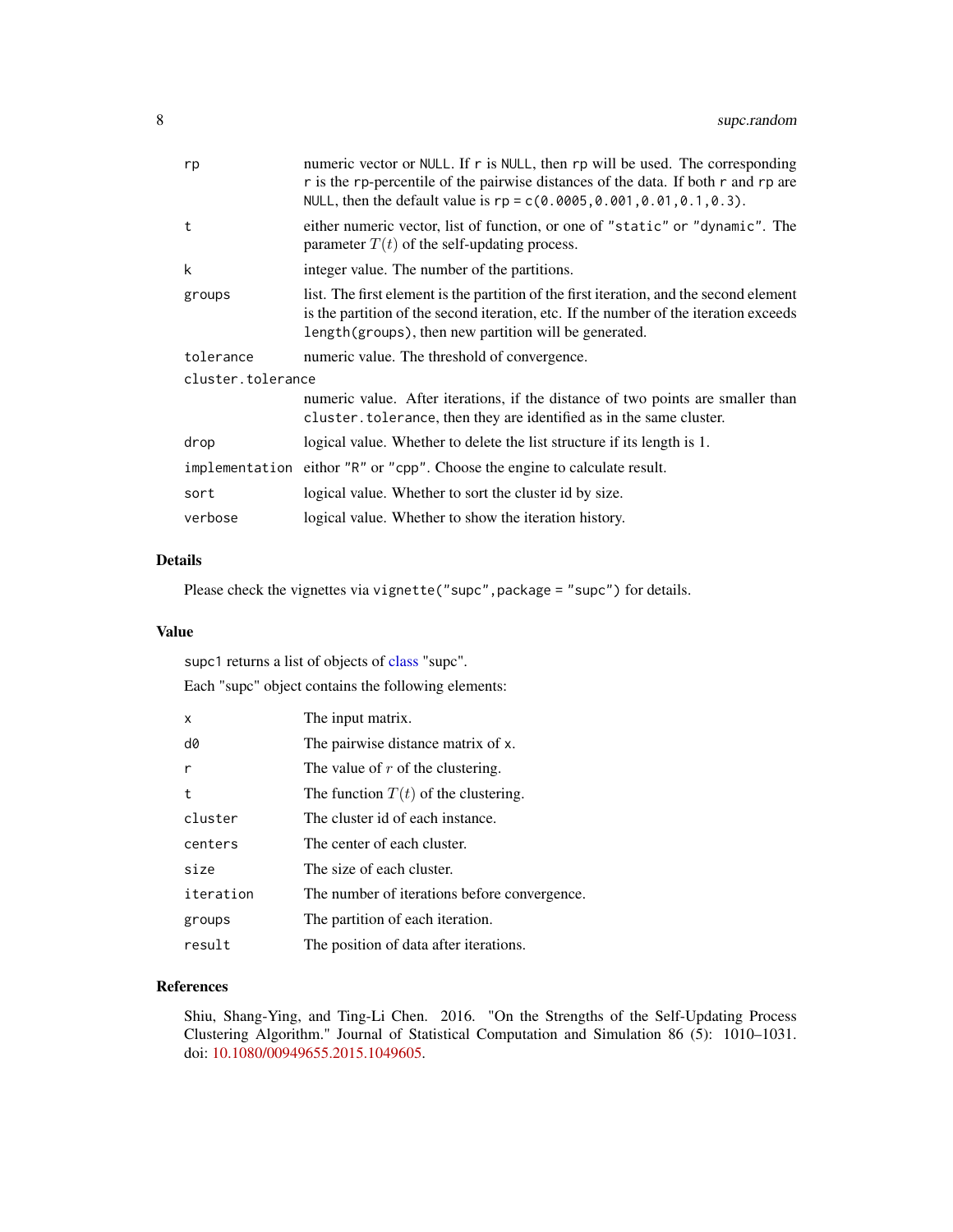| | |
|---|---|
| `rp` | numeric vector or `NULL`. If `r` is `NULL`, then `rp` will be used. The corresponding `r` is the `rp`-percentile of the pairwise distances of the data. If both `r` and `rp` are `NULL`, then the default value is `rp = c(0.0005,0.001,0.01,0.1,0.3)`. |
| `t` | either numeric vector, list of function, or one of `"static"` or `"dynamic"`. The parameter $T(t)$ of the self-updating process. |
| `k` | integer value. The number of the partitions. |
| `groups` | list. The first element is the partition of the first iteration, and the second element is the partition of the second iteration, etc. If the number of the iteration exceeds `length(groups)`, then new partition will be generated. |
| `tolerance` | numeric value. The threshold of convergence. |
| `cluster.tolerance` | numeric value. After iterations, if the distance of two points are smaller than `cluster.tolerance`, then they are identified as in the same cluster. |
| `drop` | logical value. Whether to delete the list structure if its length is 1. |
| `implementation` | eithor `"R"` or `"cpp"`. Choose the engine to calculate result. |
| `sort` | logical value. Whether to sort the cluster id by size. |
| `verbose` | logical value. Whether to show the iteration history. |

## Details

Please check the vignettes via `vignette("supc",package = "supc")` for details.

## Value

`supc1` returns a list of objects of class "supc".

Each "supc" object contains the following elements:

| | |
|---|---|
| `x` | The input matrix. |
| `d0` | The pairwise distance matrix of `x`. |
| `r` | The value of $r$ of the clustering. |
| `t` | The function $T(t)$ of the clustering. |
| `cluster` | The cluster id of each instance. |
| `centers` | The center of each cluster. |
| `size` | The size of each cluster. |
| `iteration` | The number of iterations before convergence. |
| `groups` | The partition of each iteration. |
| `result` | The position of data after iterations. |

## References

Shiu, Shang-Ying, and Ting-Li Chen. 2016. "On the Strengths of the Self-Updating Process Clustering Algorithm." Journal of Statistical Computation and Simulation 86 (5): 1010–1031. doi: 10.1080/00949655.2015.1049605.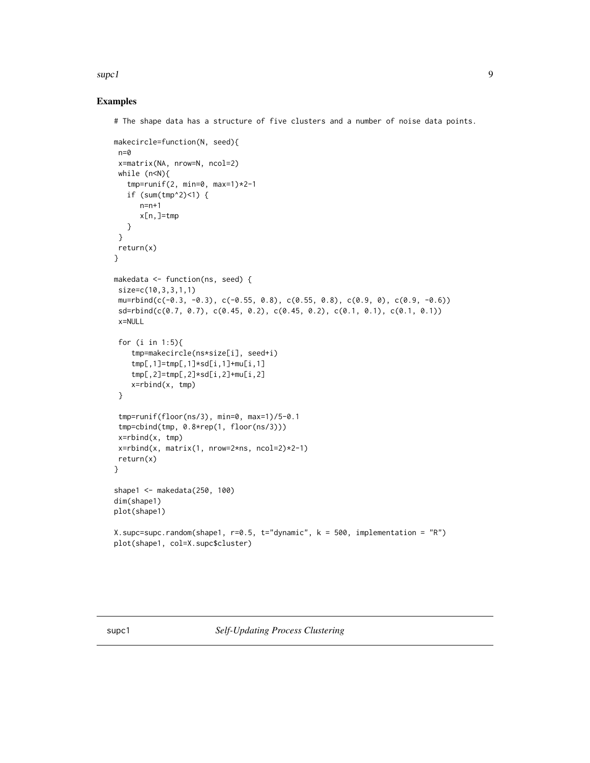## Examples

```
# The shape data has a structure of five clusters and a number of noise data points.

makecircle=function(N, seed){
 n=0
 x=matrix(NA, nrow=N, ncol=2)
 while (n<N){
   tmp=runif(2, min=0, max=1)*2-1
   if (sum(tmp^2)<1) {
      n=n+1
      x[n,]=tmp
   }
 }
 return(x)
}

makedata <- function(ns, seed) {
 size=c(10,3,3,1,1)
 mu=rbind(c(-0.3, -0.3), c(-0.55, 0.8), c(0.55, 0.8), c(0.9, 0), c(0.9, -0.6))
 sd=rbind(c(0.7, 0.7), c(0.45, 0.2), c(0.45, 0.2), c(0.1, 0.1), c(0.1, 0.1))
 x=NULL

 for (i in 1:5){
    tmp=makecircle(ns*size[i], seed+i)
    tmp[,1]=tmp[,1]*sd[i,1]+mu[i,1]
    tmp[,2]=tmp[,2]*sd[i,2]+mu[i,2]
    x=rbind(x, tmp)
 }

 tmp=runif(floor(ns/3), min=0, max=1)/5-0.1
 tmp=cbind(tmp, 0.8*rep(1, floor(ns/3)))
 x=rbind(x, tmp)
 x=rbind(x, matrix(1, nrow=2*ns, ncol=2)*2-1)
 return(x)
}

shape1 <- makedata(250, 100)
dim(shape1)
plot(shape1)

X.supc=supc.random(shape1, r=0.5, t="dynamic", k = 500, implementation = "R")
plot(shape1, col=X.supc$cluster)
```

---

supc1 — *Self-Updating Process Clustering*

---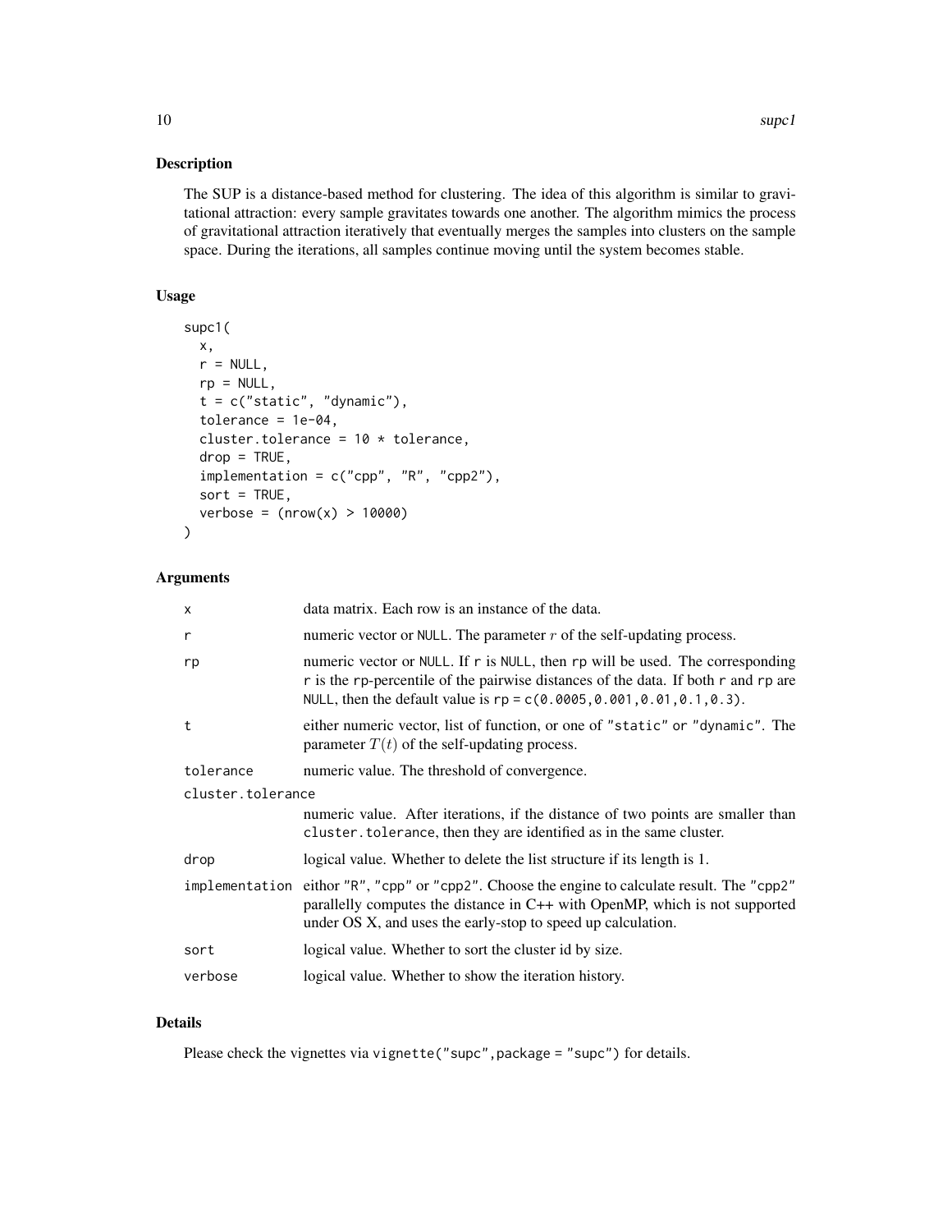## Description

The SUP is a distance-based method for clustering. The idea of this algorithm is similar to gravitational attraction: every sample gravitates towards one another. The algorithm mimics the process of gravitational attraction iteratively that eventually merges the samples into clusters on the sample space. During the iterations, all samples continue moving until the system becomes stable.

## Usage

```
supc1(
  x,
  r = NULL,
  rp = NULL,
  t = c("static", "dynamic"),
  tolerance = 1e-04,
  cluster.tolerance = 10 * tolerance,
  drop = TRUE,
  implementation = c("cpp", "R", "cpp2"),
  sort = TRUE,
  verbose = (nrow(x) > 10000)
)
```

## Arguments

| Argument | Description |
|---|---|
| `x` | data matrix. Each row is an instance of the data. |
| `r` | numeric vector or `NULL`. The parameter $r$ of the self-updating process. |
| `rp` | numeric vector or `NULL`. If `r` is `NULL`, then `rp` will be used. The corresponding `r` is the `rp`-percentile of the pairwise distances of the data. If both `r` and `rp` are `NULL`, then the default value is `rp = c(0.0005,0.001,0.01,0.1,0.3)`. |
| `t` | either numeric vector, list of function, or one of `"static"` or `"dynamic"`. The parameter $T(t)$ of the self-updating process. |
| `tolerance` | numeric value. The threshold of convergence. |
| `cluster.tolerance` | numeric value. After iterations, if the distance of two points are smaller than `cluster.tolerance`, then they are identified as in the same cluster. |
| `drop` | logical value. Whether to delete the list structure if its length is 1. |
| `implementation` | eithor `"R"`, `"cpp"` or `"cpp2"`. Choose the engine to calculate result. The `"cpp2"` parallelly computes the distance in C++ with OpenMP, which is not supported under OS X, and uses the early-stop to speed up calculation. |
| `sort` | logical value. Whether to sort the cluster id by size. |
| `verbose` | logical value. Whether to show the iteration history. |

## Details

Please check the vignettes via `vignette("supc",package = "supc")` for details.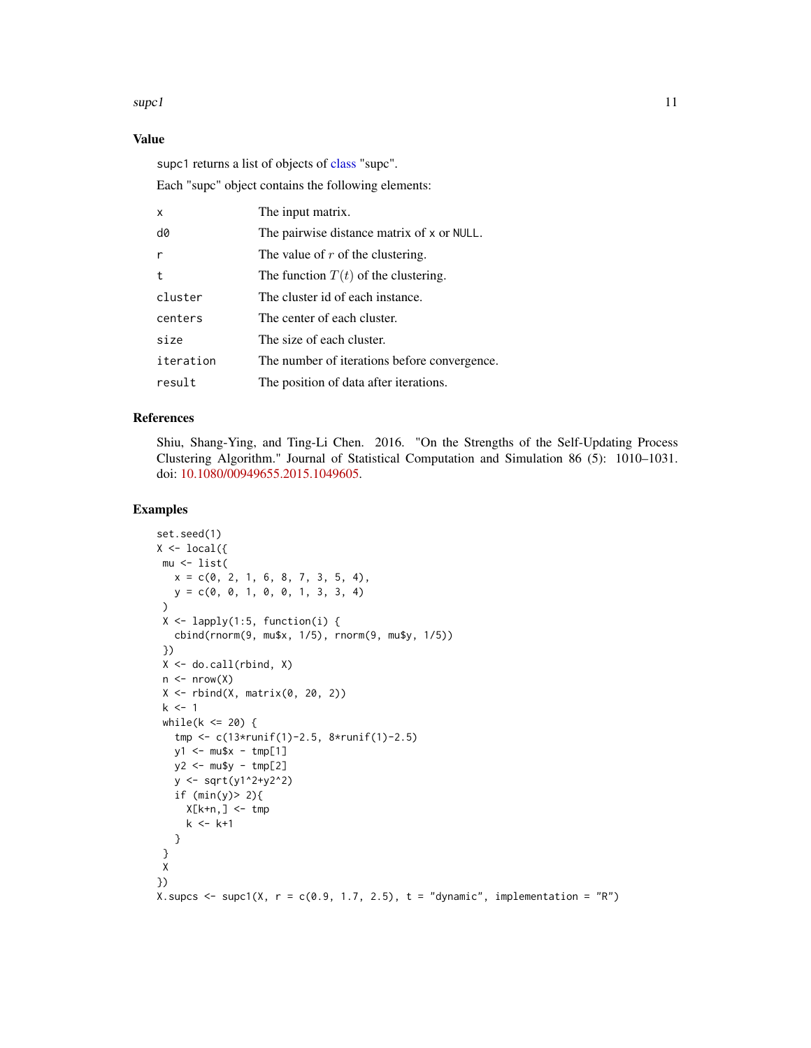## Value

supc1 returns a list of objects of class "supc".

Each "supc" object contains the following elements:

| | |
|---|---|
| x | The input matrix. |
| d0 | The pairwise distance matrix of x or NULL. |
| r | The value of $r$ of the clustering. |
| t | The function $T(t)$ of the clustering. |
| cluster | The cluster id of each instance. |
| centers | The center of each cluster. |
| size | The size of each cluster. |
| iteration | The number of iterations before convergence. |
| result | The position of data after iterations. |

## References

Shiu, Shang-Ying, and Ting-Li Chen. 2016. "On the Strengths of the Self-Updating Process Clustering Algorithm." Journal of Statistical Computation and Simulation 86 (5): 1010–1031. doi: 10.1080/00949655.2015.1049605.

## Examples

```
set.seed(1)
X <- local({
 mu <- list(
   x = c(0, 2, 1, 6, 8, 7, 3, 5, 4),
   y = c(0, 0, 1, 0, 0, 1, 3, 3, 4)
 )
 X <- lapply(1:5, function(i) {
   cbind(rnorm(9, mu$x, 1/5), rnorm(9, mu$y, 1/5))
 })
 X <- do.call(rbind, X)
 n <- nrow(X)
 X <- rbind(X, matrix(0, 20, 2))
 k <- 1
 while(k <= 20) {
   tmp <- c(13*runif(1)-2.5, 8*runif(1)-2.5)
   y1 <- mu$x - tmp[1]
   y2 <- mu$y - tmp[2]
   y <- sqrt(y1^2+y2^2)
   if (min(y)> 2){
     X[k+n,] <- tmp
     k <- k+1
   }
 }
 X
})
X.supcs <- supc1(X, r = c(0.9, 1.7, 2.5), t = "dynamic", implementation = "R")
```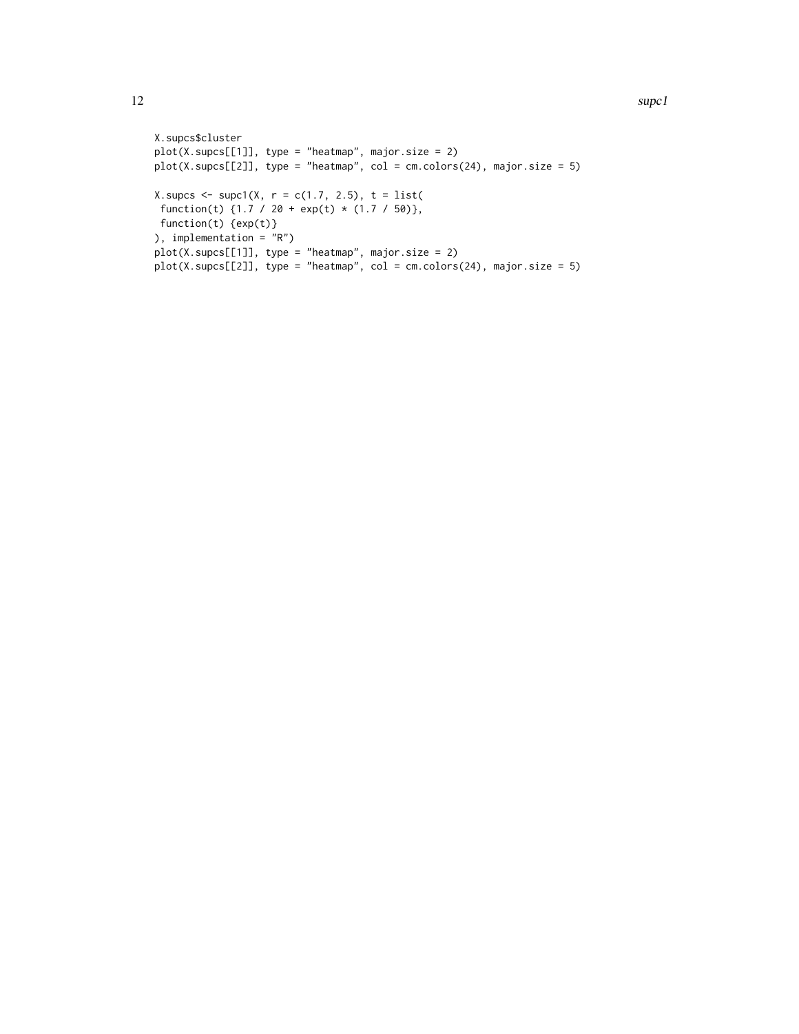```
X.supcs$cluster
plot(X.supcs[[1]], type = "heatmap", major.size = 2)
plot(X.supcs[[2]], type = "heatmap", col = cm.colors(24), major.size = 5)

X.supcs <- supc1(X, r = c(1.7, 2.5), t = list(
 function(t) {1.7 / 20 + exp(t) * (1.7 / 50)},
 function(t) {exp(t)}
), implementation = "R")
plot(X.supcs[[1]], type = "heatmap", major.size = 2)
plot(X.supcs[[2]], type = "heatmap", col = cm.colors(24), major.size = 5)
```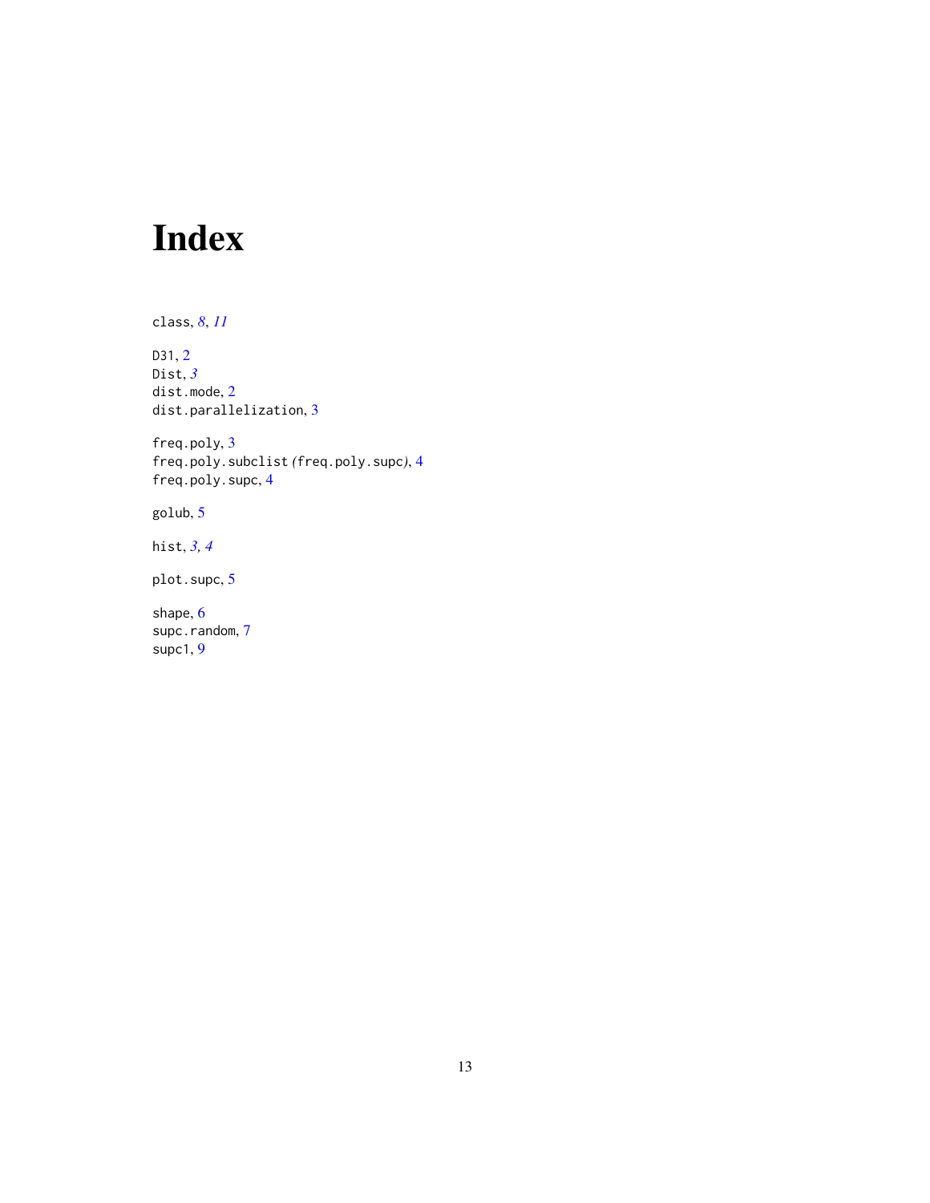# Index

class, *8*, *11*

D31, 2
Dist, *3*
dist.mode, 2
dist.parallelization, 3

freq.poly, 3
freq.poly.subclist *(*freq.poly.supc*)*, 4
freq.poly.supc, 4

golub, 5

hist, *3*, *4*

plot.supc, 5

shape, 6
supc.random, 7
supc1, 9